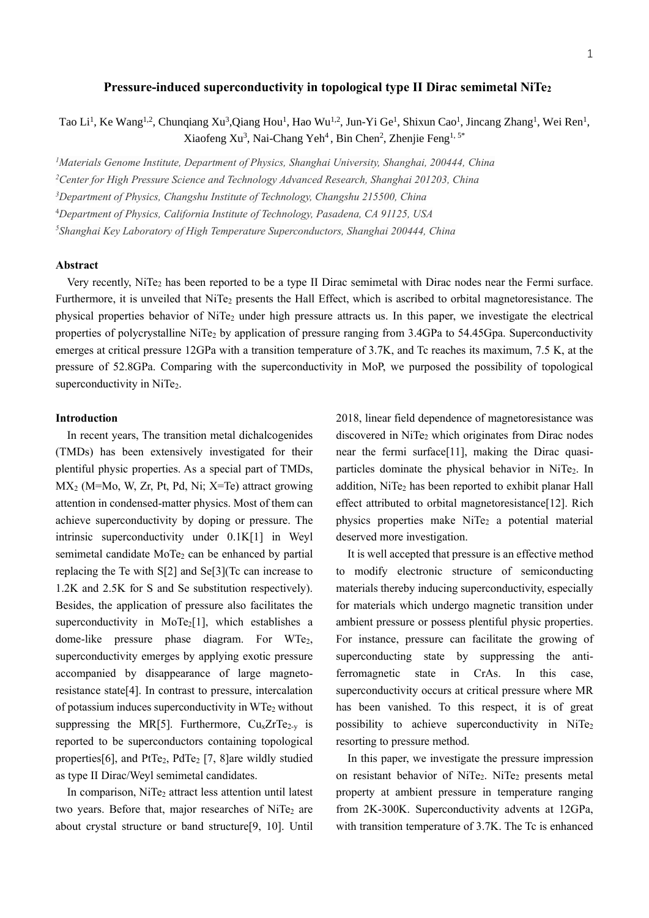# Pressure-induced superconductivity in topological type II Dirac semimetal $NiTe_2$

Tao Li[1], Ke Wang[1,2], Chunqiang Xu[3], Qiang Hou[1], Hao Wu[1,2], Jun-Yi Ge[1], Shixun Cao[1], Jincang Zhang[1], Wei Ren[1], Xiaofeng Xu[3], Nai-Chang Yeh[4], Bin Chen[2], Zhenjie Feng[1, 5*]

[1]*Materials Genome Institute, Department of Physics, Shanghai University, Shanghai, 200444, China*

[2]*Center for High Pressure Science and Technology Advanced Research, Shanghai 201203, China*

[3]*Department of Physics, Changshu Institute of Technology, Changshu 215500, China*

[4]*Department of Physics, California Institute of Technology, Pasadena, CA 91125, USA*

[5]*Shanghai Key Laboratory of High Temperature Superconductors, Shanghai 200444, China*

## Abstract

Very recently, $NiTe_2$ has been reported to be a type II Dirac semimetal with Dirac nodes near the Fermi surface. Furthermore, it is unveiled that $NiTe_2$ presents the Hall Effect, which is ascribed to orbital magnetoresistance. The physical properties behavior of $NiTe_2$ under high pressure attracts us. In this paper, we investigate the electrical properties of polycrystalline $NiTe_2$ by application of pressure ranging from 3.4GPa to 54.45Gpa. Superconductivity emerges at critical pressure 12GPa with a transition temperature of 3.7K, and Tc reaches its maximum, 7.5 K, at the pressure of 52.8GPa. Comparing with the superconductivity in MoP, we purposed the possibility of topological superconductivity in $NiTe_2$.

## Introduction

In recent years, The transition metal dichalcogenides (TMDs) has been extensively investigated for their plentiful physic properties. As a special part of TMDs, $MX_2$ (M=Mo, W, Zr, Pt, Pd, Ni; X=Te) attract growing attention in condensed-matter physics. Most of them can achieve superconductivity by doping or pressure. The intrinsic superconductivity under 0.1K[1] in Weyl semimetal candidate $MoTe_2$ can be enhanced by partial replacing the Te with S[2] and Se[3](Tc can increase to 1.2K and 2.5K for S and Se substitution respectively). Besides, the application of pressure also facilitates the superconductivity in $MoTe_2$[1], which establishes a dome-like pressure phase diagram. For $WTe_2$, superconductivity emerges by applying exotic pressure accompanied by disappearance of large magneto-resistance state[4]. In contrast to pressure, intercalation of potassium induces superconductivity in $WTe_2$ without suppressing the MR[5]. Furthermore, $Cu_xZrTe_{2-y}$ is reported to be superconductors containing topological properties[6], and $PtTe_2$, $PdTe_2$ [7, 8]are wildly studied as type II Dirac/Weyl semimetal candidates.

In comparison, $NiTe_2$ attract less attention until latest two years. Before that, major researches of $NiTe_2$ are about crystal structure or band structure[9, 10]. Until 2018, linear field dependence of magnetoresistance was discovered in $NiTe_2$ which originates from Dirac nodes near the fermi surface[11], making the Dirac quasi-particles dominate the physical behavior in $NiTe_2$. In addition, $NiTe_2$ has been reported to exhibit planar Hall effect attributed to orbital magnetoresistance[12]. Rich physics properties make $NiTe_2$ a potential material deserved more investigation.

It is well accepted that pressure is an effective method to modify electronic structure of semiconducting materials thereby inducing superconductivity, especially for materials which undergo magnetic transition under ambient pressure or possess plentiful physic properties. For instance, pressure can facilitate the growing of superconducting state by suppressing the anti-ferromagnetic state in CrAs. In this case, superconductivity occurs at critical pressure where MR has been vanished. To this respect, it is of great possibility to achieve superconductivity in $NiTe_2$ resorting to pressure method.

In this paper, we investigate the pressure impression on resistant behavior of $NiTe_2$. $NiTe_2$ presents metal property at ambient pressure in temperature ranging from 2K-300K. Superconductivity advents at 12GPa, with transition temperature of 3.7K. The Tc is enhanced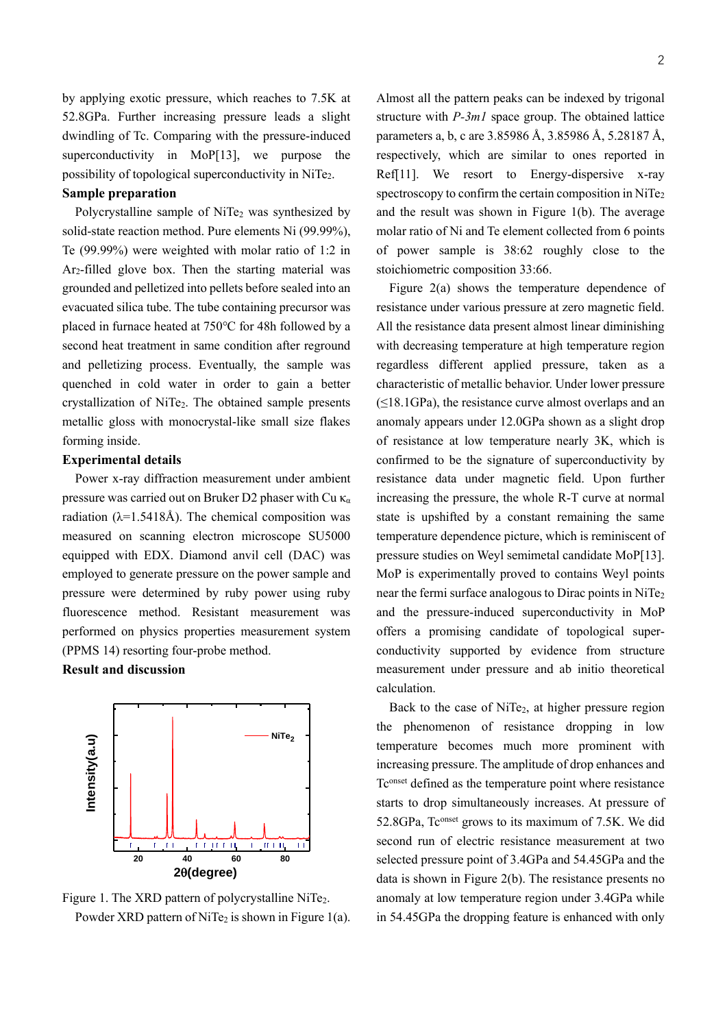by applying exotic pressure, which reaches to 7.5K at 52.8GPa. Further increasing pressure leads a slight dwindling of Tc. Comparing with the pressure-induced superconductivity in MoP[13], we purpose the possibility of topological superconductivity in $NiTe_2$.

**Sample preparation**

Polycrystalline sample of $NiTe_2$ was synthesized by solid-state reaction method. Pure elements Ni (99.99%), Te (99.99%) were weighted with molar ratio of 1:2 in $Ar_2$-filled glove box. Then the starting material was grounded and pelletized into pellets before sealed into an evacuated silica tube. The tube containing precursor was placed in furnace heated at 750°C for 48h followed by a second heat treatment in same condition after reground and pelletizing process. Eventually, the sample was quenched in cold water in order to gain a better crystallization of $NiTe_2$. The obtained sample presents metallic gloss with monocrystal-like small size flakes forming inside.

**Experimental details**

Power x-ray diffraction measurement under ambient pressure was carried out on Bruker D2 phaser with Cu $\kappa_\alpha$ radiation (λ=1.5418Å). The chemical composition was measured on scanning electron microscope SU5000 equipped with EDX. Diamond anvil cell (DAC) was employed to generate pressure on the power sample and pressure were determined by ruby power using ruby fluorescence method. Resistant measurement was performed on physics properties measurement system (PPMS 14) resorting four-probe method.

**Result and discussion**

Figure 1. The XRD pattern of polycrystalline $NiTe_2$.

Powder XRD pattern of $NiTe_2$ is shown in Figure 1(a). Almost all the pattern peaks can be indexed by trigonal structure with *P-3m1* space group. The obtained lattice parameters a, b, c are 3.85986 Å, 3.85986 Å, 5.28187 Å, respectively, which are similar to ones reported in Ref[11]. We resort to Energy-dispersive x-ray spectroscopy to confirm the certain composition in $NiTe_2$ and the result was shown in Figure 1(b). The average molar ratio of Ni and Te element collected from 6 points of power sample is 38:62 roughly close to the stoichiometric composition 33:66.

Figure 2(a) shows the temperature dependence of resistance under various pressure at zero magnetic field. All the resistance data present almost linear diminishing with decreasing temperature at high temperature region regardless different applied pressure, taken as a characteristic of metallic behavior. Under lower pressure (≤18.1GPa), the resistance curve almost overlaps and an anomaly appears under 12.0GPa shown as a slight drop of resistance at low temperature nearly 3K, which is confirmed to be the signature of superconductivity by resistance data under magnetic field. Upon further increasing the pressure, the whole R-T curve at normal state is upshifted by a constant remaining the same temperature dependence picture, which is reminiscent of pressure studies on Weyl semimetal candidate MoP[13]. MoP is experimentally proved to contains Weyl points near the fermi surface analogous to Dirac points in $NiTe_2$ and the pressure-induced superconductivity in MoP offers a promising candidate of topological super-conductivity supported by evidence from structure measurement under pressure and ab initio theoretical calculation.

Back to the case of $NiTe_2$, at higher pressure region the phenomenon of resistance dropping in low temperature becomes much more prominent with increasing pressure. The amplitude of drop enhances and $Tc^{onset}$ defined as the temperature point where resistance starts to drop simultaneously increases. At pressure of 52.8GPa, $Tc^{onset}$ grows to its maximum of 7.5K. We did second run of electric resistance measurement at two selected pressure point of 3.4GPa and 54.45GPa and the data is shown in Figure 2(b). The resistance presents no anomaly at low temperature region under 3.4GPa while in 54.45GPa the dropping feature is enhanced with only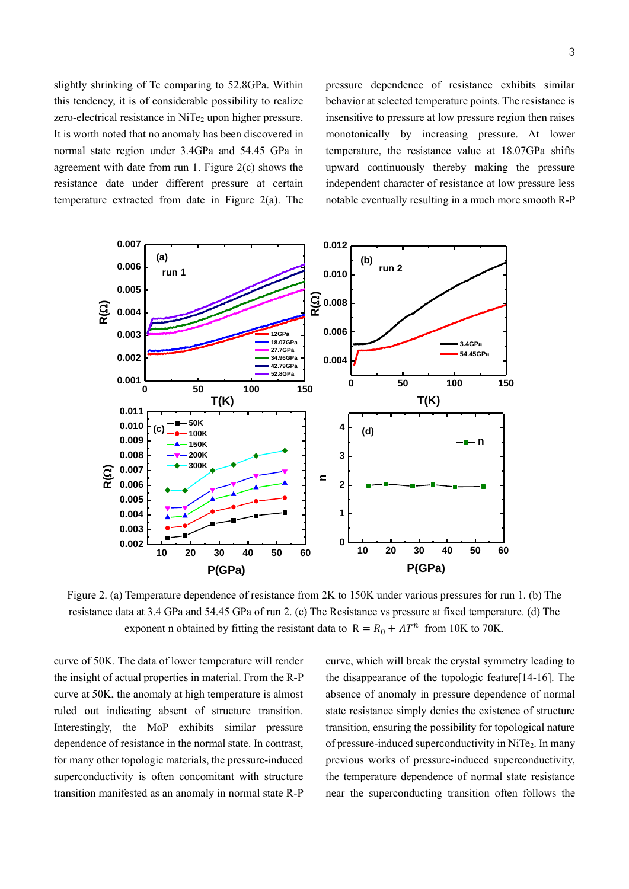slightly shrinking of Tc comparing to 52.8GPa. Within this tendency, it is of considerable possibility to realize zero-electrical resistance in $NiTe_2$ upon higher pressure. It is worth noted that no anomaly has been discovered in normal state region under 3.4GPa and 54.45 GPa in agreement with date from run 1. Figure 2(c) shows the resistance date under different pressure at certain temperature extracted from date in Figure 2(a). The pressure dependence of resistance exhibits similar behavior at selected temperature points. The resistance is insensitive to pressure at low pressure region then raises monotonically by increasing pressure. At lower temperature, the resistance value at 18.07GPa shifts upward continuously thereby making the pressure independent character of resistance at low pressure less notable eventually resulting in a much more smooth R-P curve of 50K. The data of lower temperature will render the insight of actual properties in material. From the R-P curve at 50K, the anomaly at high temperature is almost ruled out indicating absent of structure transition. Interestingly, the MoP exhibits similar pressure dependence of resistance in the normal state. In contrast, for many other topologic materials, the pressure-induced superconductivity is often concomitant with structure transition manifested as an anomaly in normal state R-P curve, which will break the crystal symmetry leading to the disappearance of the topologic feature[14-16]. The absence of anomaly in pressure dependence of normal state resistance simply denies the existence of structure transition, ensuring the possibility for topological nature of pressure-induced superconductivity in $NiTe_2$. In many previous works of pressure-induced superconductivity, the temperature dependence of normal state resistance near the superconducting transition often follows the

Figure 2. (a) Temperature dependence of resistance from 2K to 150K under various pressures for run 1. (b) The resistance data at 3.4 GPa and 54.45 GPa of run 2. (c) The Resistance vs pressure at fixed temperature. (d) The exponent n obtained by fitting the resistant data to $R = R_0 + AT^n$ from 10K to 70K.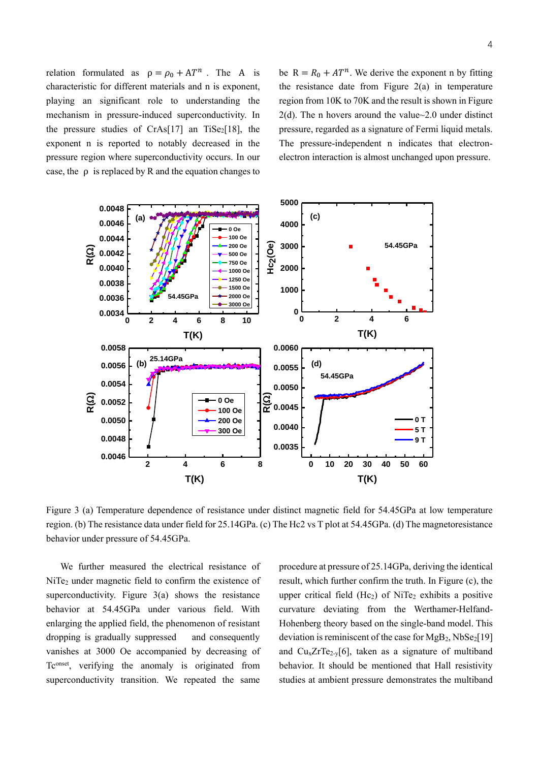relation formulated as $\rho = \rho_0 + AT^n$. The A is characteristic for different materials and n is exponent, playing an significant role to understanding the mechanism in pressure-induced superconductivity. In the pressure studies of CrAs[17] an $TiSe_2$[18], the exponent n is reported to notably decreased in the pressure region where superconductivity occurs. In our case, the ρ is replaced by R and the equation changes to be $R = R_0 + AT^n$. We derive the exponent n by fitting the resistance date from Figure 2(a) in temperature region from 10K to 70K and the result is shown in Figure 2(d). The n hovers around the value~2.0 under distinct pressure, regarded as a signature of Fermi liquid metals. The pressure-independent n indicates that electron-electron interaction is almost unchanged upon pressure.

Figure 3 (a) Temperature dependence of resistance under distinct magnetic field for 54.45GPa at low temperature region. (b) The resistance data under field for 25.14GPa. (c) The Hc2 vs T plot at 54.45GPa. (d) The magnetoresistance behavior under pressure of 54.45GPa.

We further measured the electrical resistance of $NiTe_2$ under magnetic field to confirm the existence of superconductivity. Figure 3(a) shows the resistance behavior at 54.45GPa under various field. With enlarging the applied field, the phenomenon of resistant dropping is gradually suppressed and consequently vanishes at 3000 Oe accompanied by decreasing of $T_c^{onset}$, verifying the anomaly is originated from superconductivity transition. We repeated the same procedure at pressure of 25.14GPa, deriving the identical result, which further confirm the truth. In Figure (c), the upper critical field ($Hc_2$) of $NiTe_2$ exhibits a positive curvature deviating from the Werthamer-Helfand-Hohenberg theory based on the single-band model. This deviation is reminiscent of the case for $MgB_2$, $NbSe_2$[19] and $Cu_xZrTe_{2-y}$[6], taken as a signature of multiband behavior. It should be mentioned that Hall resistivity studies at ambient pressure demonstrates the multiband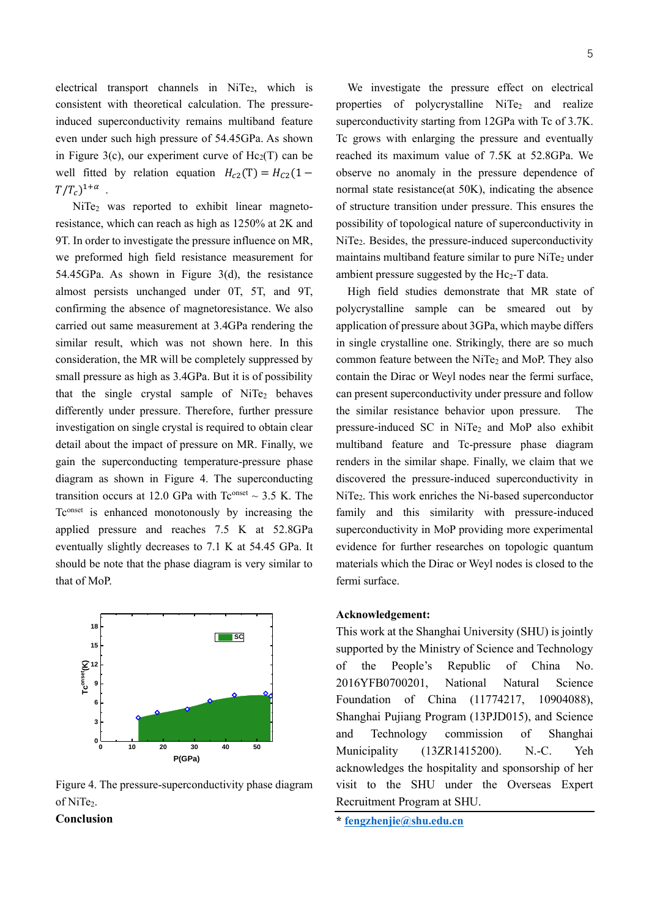electrical transport channels in $NiTe_2$, which is consistent with theoretical calculation. The pressure-induced superconductivity remains multiband feature even under such high pressure of 54.45GPa. As shown in Figure 3(c), our experiment curve of $Hc_2(T)$ can be well fitted by relation equation $H_{c2}(\mathrm{T}) = H_{c2}(1 - T/T_c)^{1+\alpha}$ .

$NiTe_2$ was reported to exhibit linear magneto-resistance, which can reach as high as 1250% at 2K and 9T. In order to investigate the pressure influence on MR, we preformed high field resistance measurement for 54.45GPa. As shown in Figure 3(d), the resistance almost persists unchanged under 0T, 5T, and 9T, confirming the absence of magnetoresistance. We also carried out same measurement at 3.4GPa rendering the similar result, which was not shown here. In this consideration, the MR will be completely suppressed by small pressure as high as 3.4GPa. But it is of possibility that the single crystal sample of $NiTe_2$ behaves differently under pressure. Therefore, further pressure investigation on single crystal is required to obtain clear detail about the impact of pressure on MR. Finally, we gain the superconducting temperature-pressure phase diagram as shown in Figure 4. The superconducting transition occurs at 12.0 GPa with $Tc^{onset}$ ~ 3.5 K. The $Tc^{onset}$ is enhanced monotonously by increasing the applied pressure and reaches 7.5 K at 52.8GPa eventually slightly decreases to 7.1 K at 54.45 GPa. It should be note that the phase diagram is very similar to that of MoP.

Figure 4. The pressure-superconductivity phase diagram of $NiTe_2$.

**Conclusion**

We investigate the pressure effect on electrical properties of polycrystalline $NiTe_2$ and realize superconductivity starting from 12GPa with Tc of 3.7K. Tc grows with enlarging the pressure and eventually reached its maximum value of 7.5K at 52.8GPa. We observe no anomaly in the pressure dependence of normal state resistance(at 50K), indicating the absence of structure transition under pressure. This ensures the possibility of topological nature of superconductivity in $NiTe_2$. Besides, the pressure-induced superconductivity maintains multiband feature similar to pure $NiTe_2$ under ambient pressure suggested by the $Hc_2$-T data.

High field studies demonstrate that MR state of polycrystalline sample can be smeared out by application of pressure about 3GPa, which maybe differs in single crystalline one. Strikingly, there are so much common feature between the $NiTe_2$ and MoP. They also contain the Dirac or Weyl nodes near the fermi surface, can present superconductivity under pressure and follow the similar resistance behavior upon pressure. The pressure-induced SC in $NiTe_2$ and MoP also exhibit multiband feature and Tc-pressure phase diagram renders in the similar shape. Finally, we claim that we discovered the pressure-induced superconductivity in $NiTe_2$. This work enriches the Ni-based superconductor family and this similarity with pressure-induced superconductivity in MoP providing more experimental evidence for further researches on topologic quantum materials which the Dirac or Weyl nodes is closed to the fermi surface.

**Acknowledgement:**

This work at the Shanghai University (SHU) is jointly supported by the Ministry of Science and Technology of the People's Republic of China No. 2016YFB0700201, National Natural Science Foundation of China (11774217, 10904088), Shanghai Pujiang Program (13PJD015), and Science and Technology commission of Shanghai Municipality (13ZR1415200). N.-C. Yeh acknowledges the hospitality and sponsorship of her visit to the SHU under the Overseas Expert Recruitment Program at SHU.

* **fengzhenjie@shu.edu.cn**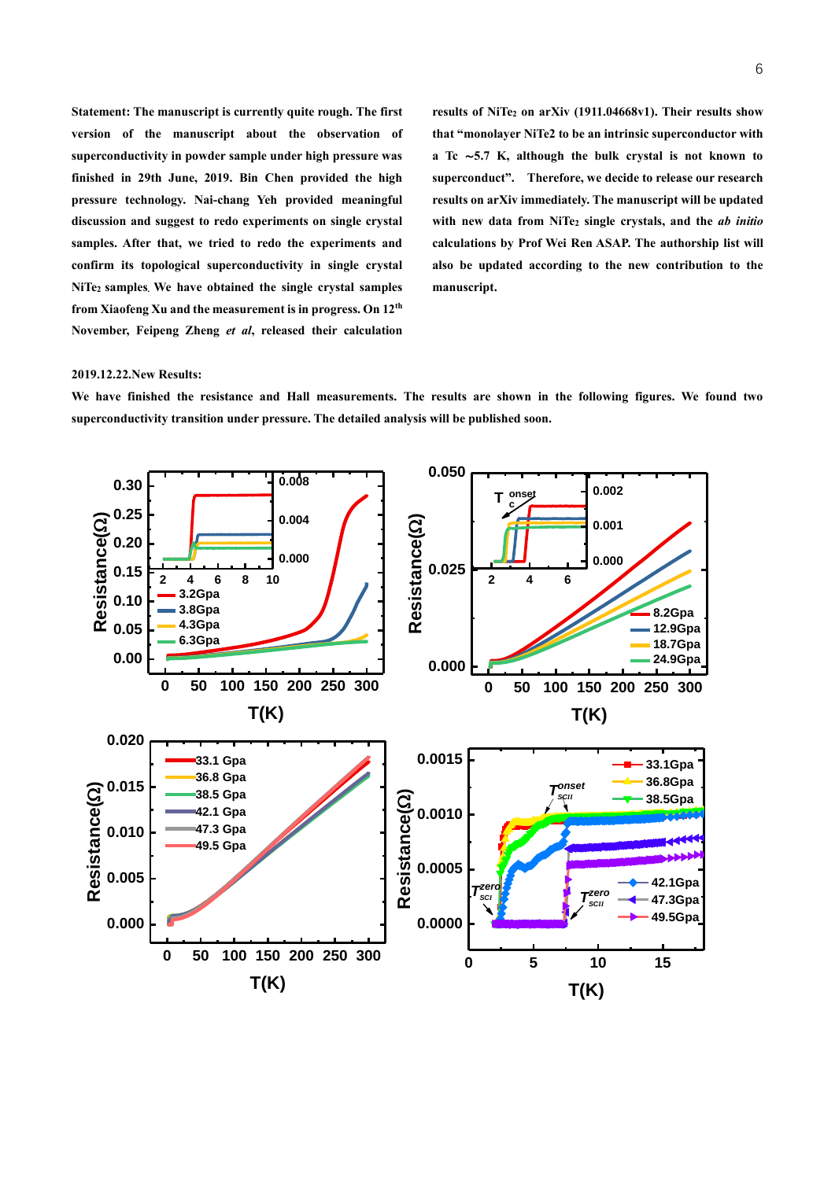**Statement: The manuscript is currently quite rough. The first version of the manuscript about the observation of superconductivity in powder sample under high pressure was finished in 29th June, 2019. Bin Chen provided the high pressure technology. Nai-chang Yeh provided meaningful discussion and suggest to redo experiments on single crystal samples. After that, we tried to redo the experiments and confirm its topological superconductivity in single crystal $NiTe_2$ samples. We have obtained the single crystal samples from Xiaofeng Xu and the measurement is in progress. On 12th November, Feipeng Zheng *et al*, released their calculation results of $NiTe_2$ on arXiv (1911.04668v1). Their results show that "monolayer NiTe2 to be an intrinsic superconductor with a Tc ~5.7 K, although the bulk crystal is not known to superconduct". Therefore, we decide to release our research results on arXiv immediately. The manuscript will be updated with new data from $NiTe_2$ single crystals, and the *ab initio* calculations by Prof Wei Ren ASAP. The authorship list will also be updated according to the new contribution to the manuscript.**

**2019.12.22.New Results:**

**We have finished the resistance and Hall measurements. The results are shown in the following figures. We found two superconductivity transition under pressure. The detailed analysis will be published soon.**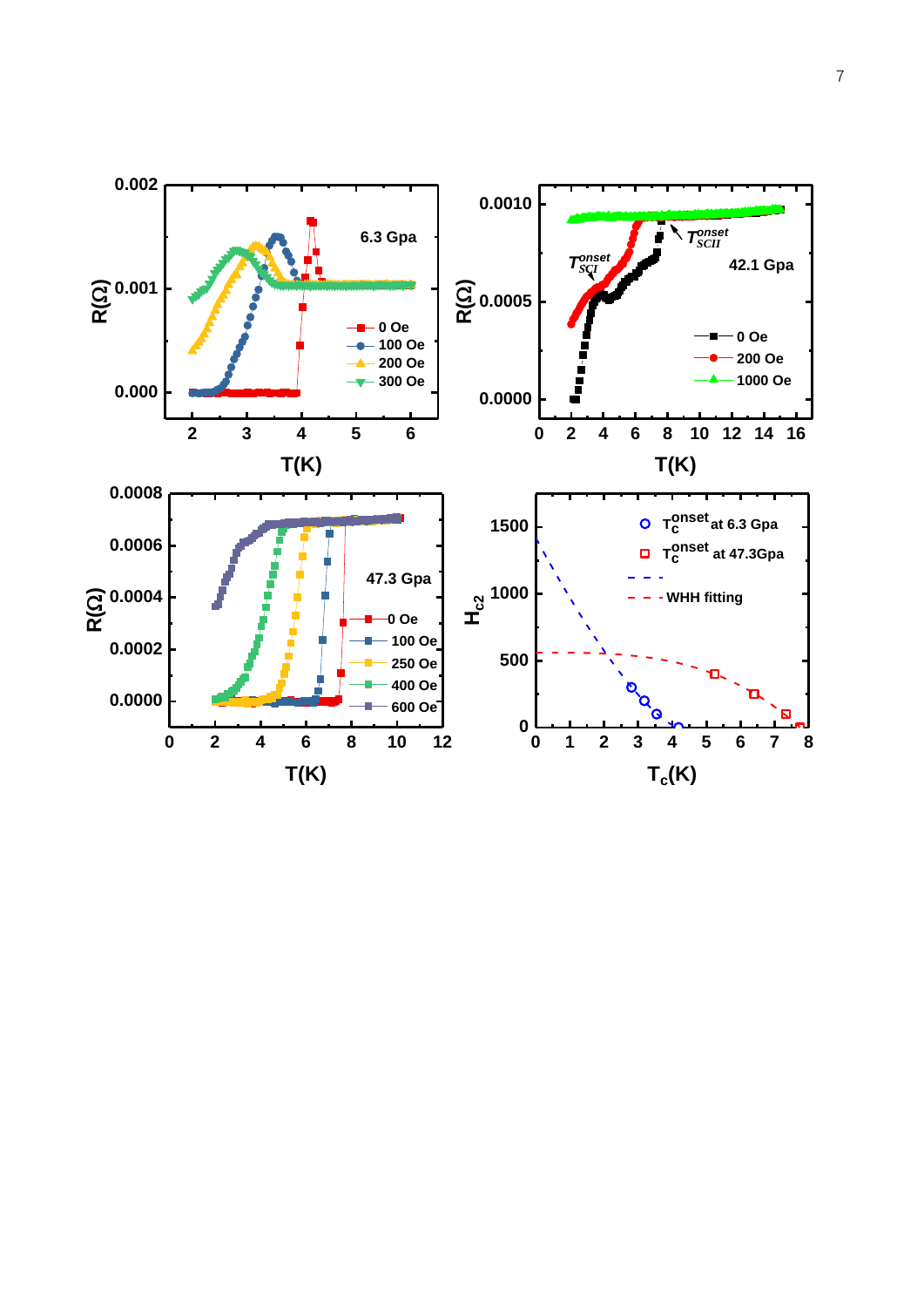6.3 Gpa

0 Oe
100 Oe
200 Oe
300 Oe

$R(\Omega)$

$T(K)$

42.1 Gpa

$T_{SCI}^{onset}$

$T_{SCII}^{onset}$

0 Oe
200 Oe
1000 Oe

$R(\Omega)$

$T(K)$

47.3 Gpa

0 Oe
100 Oe
250 Oe
400 Oe
600 Oe

$R(\Omega)$

$T(K)$

$T_c^{onset}$ at 6.3 Gpa

$T_c^{onset}$ at 47.3Gpa

WHH fitting

$H_{c2}$

$T_c(K)$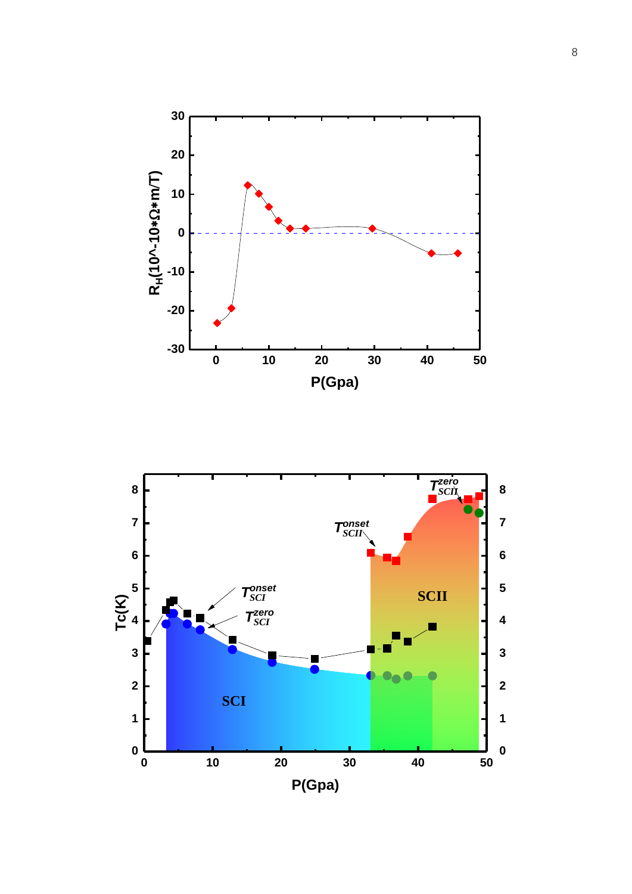$R_H(10^{-10} \Omega \cdot m/T)$

P(Gpa)

$T_{SCII}^{zero}$

$T_{SCII}^{onset}$

$T_{SCI}^{onset}$

$T_{SCI}^{zero}$

SCII

SCI

Tc(K)

P(Gpa)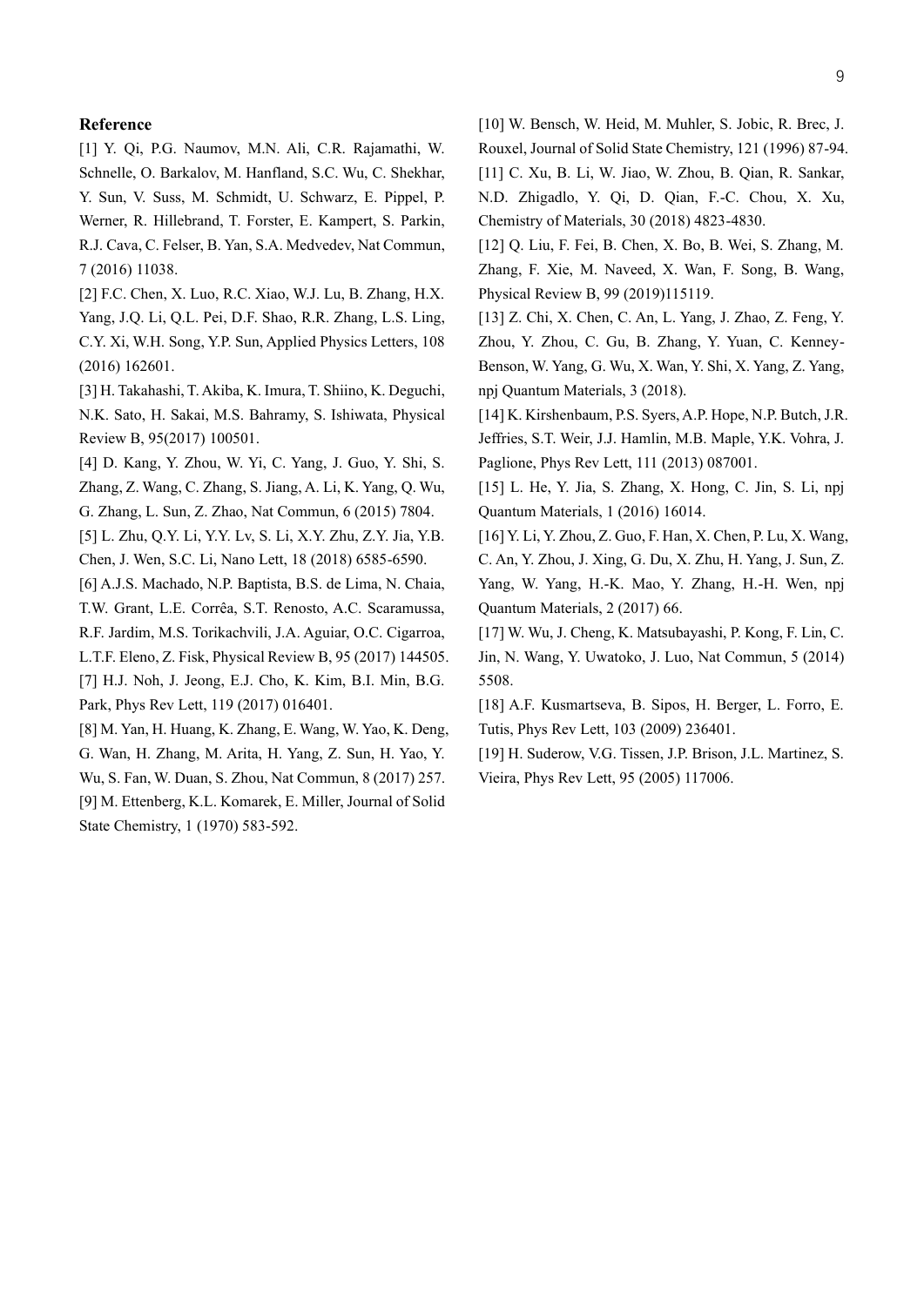## Reference

[1] Y. Qi, P.G. Naumov, M.N. Ali, C.R. Rajamathi, W. Schnelle, O. Barkalov, M. Hanfland, S.C. Wu, C. Shekhar, Y. Sun, V. Suss, M. Schmidt, U. Schwarz, E. Pippel, P. Werner, R. Hillebrand, T. Forster, E. Kampert, S. Parkin, R.J. Cava, C. Felser, B. Yan, S.A. Medvedev, Nat Commun, 7 (2016) 11038.

[2] F.C. Chen, X. Luo, R.C. Xiao, W.J. Lu, B. Zhang, H.X. Yang, J.Q. Li, Q.L. Pei, D.F. Shao, R.R. Zhang, L.S. Ling, C.Y. Xi, W.H. Song, Y.P. Sun, Applied Physics Letters, 108 (2016) 162601.

[3] H. Takahashi, T. Akiba, K. Imura, T. Shiino, K. Deguchi, N.K. Sato, H. Sakai, M.S. Bahramy, S. Ishiwata, Physical Review B, 95(2017) 100501.

[4] D. Kang, Y. Zhou, W. Yi, C. Yang, J. Guo, Y. Shi, S. Zhang, Z. Wang, C. Zhang, S. Jiang, A. Li, K. Yang, Q. Wu, G. Zhang, L. Sun, Z. Zhao, Nat Commun, 6 (2015) 7804.

[5] L. Zhu, Q.Y. Li, Y.Y. Lv, S. Li, X.Y. Zhu, Z.Y. Jia, Y.B. Chen, J. Wen, S.C. Li, Nano Lett, 18 (2018) 6585-6590.

[6] A.J.S. Machado, N.P. Baptista, B.S. de Lima, N. Chaia, T.W. Grant, L.E. Corrêa, S.T. Renosto, A.C. Scaramussa, R.F. Jardim, M.S. Torikachvili, J.A. Aguiar, O.C. Cigarroa, L.T.F. Eleno, Z. Fisk, Physical Review B, 95 (2017) 144505.

[7] H.J. Noh, J. Jeong, E.J. Cho, K. Kim, B.I. Min, B.G. Park, Phys Rev Lett, 119 (2017) 016401.

[8] M. Yan, H. Huang, K. Zhang, E. Wang, W. Yao, K. Deng, G. Wan, H. Zhang, M. Arita, H. Yang, Z. Sun, H. Yao, Y. Wu, S. Fan, W. Duan, S. Zhou, Nat Commun, 8 (2017) 257.

[9] M. Ettenberg, K.L. Komarek, E. Miller, Journal of Solid State Chemistry, 1 (1970) 583-592.

[10] W. Bensch, W. Heid, M. Muhler, S. Jobic, R. Brec, J. Rouxel, Journal of Solid State Chemistry, 121 (1996) 87-94.

[11] C. Xu, B. Li, W. Jiao, W. Zhou, B. Qian, R. Sankar, N.D. Zhigadlo, Y. Qi, D. Qian, F.-C. Chou, X. Xu, Chemistry of Materials, 30 (2018) 4823-4830.

[12] Q. Liu, F. Fei, B. Chen, X. Bo, B. Wei, S. Zhang, M. Zhang, F. Xie, M. Naveed, X. Wan, F. Song, B. Wang, Physical Review B, 99 (2019)115119.

[13] Z. Chi, X. Chen, C. An, L. Yang, J. Zhao, Z. Feng, Y. Zhou, Y. Zhou, C. Gu, B. Zhang, Y. Yuan, C. Kenney-Benson, W. Yang, G. Wu, X. Wan, Y. Shi, X. Yang, Z. Yang, npj Quantum Materials, 3 (2018).

[14] K. Kirshenbaum, P.S. Syers, A.P. Hope, N.P. Butch, J.R. Jeffries, S.T. Weir, J.J. Hamlin, M.B. Maple, Y.K. Vohra, J. Paglione, Phys Rev Lett, 111 (2013) 087001.

[15] L. He, Y. Jia, S. Zhang, X. Hong, C. Jin, S. Li, npj Quantum Materials, 1 (2016) 16014.

[16] Y. Li, Y. Zhou, Z. Guo, F. Han, X. Chen, P. Lu, X. Wang, C. An, Y. Zhou, J. Xing, G. Du, X. Zhu, H. Yang, J. Sun, Z. Yang, W. Yang, H.-K. Mao, Y. Zhang, H.-H. Wen, npj Quantum Materials, 2 (2017) 66.

[17] W. Wu, J. Cheng, K. Matsubayashi, P. Kong, F. Lin, C. Jin, N. Wang, Y. Uwatoko, J. Luo, Nat Commun, 5 (2014) 5508.

[18] A.F. Kusmartseva, B. Sipos, H. Berger, L. Forro, E. Tutis, Phys Rev Lett, 103 (2009) 236401.

[19] H. Suderow, V.G. Tissen, J.P. Brison, J.L. Martinez, S. Vieira, Phys Rev Lett, 95 (2005) 117006.